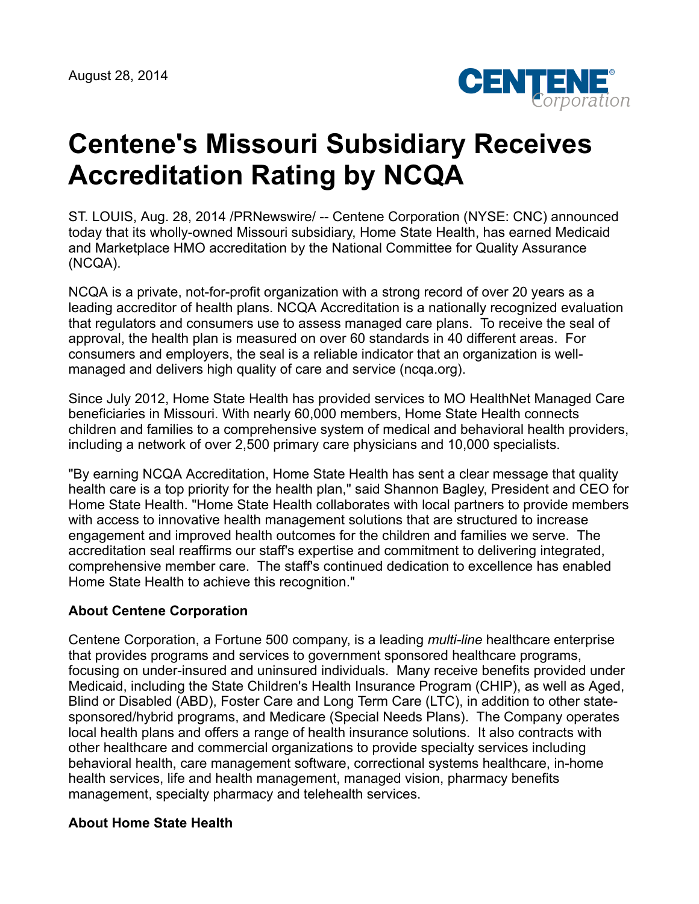August 28, 2014

# Centene's Missouri Subsidiary Receives Accreditation Rating by NCQA

ST. LOUIS, Aug. 28, 2014 /PRNewswire/ -- Centene Corporation (NYSE: CNC) announced today that its wholly-owned Missouri subsidiary, Home State Health, has earned Medicaid and Marketplace HMO accreditation by the National Committee for Quality Assurance (NCQA).

NCQA is a private, not-for-profit organization with a strong record of over 20 years as a leading accreditor of health plans. NCQA Accreditation is a nationally recognized evaluation that regulators and consumers use to assess managed care plans. To receive the seal of approval, the health plan is measured on over 60 standards in 40 different areas. For consumers and employers, the seal is a reliable indicator that an organization is well-managed and delivers high quality of care and service (ncqa.org).

Since July 2012, Home State Health has provided services to MO HealthNet Managed Care beneficiaries in Missouri. With nearly 60,000 members, Home State Health connects children and families to a comprehensive system of medical and behavioral health providers, including a network of over 2,500 primary care physicians and 10,000 specialists.

"By earning NCQA Accreditation, Home State Health has sent a clear message that quality health care is a top priority for the health plan," said Shannon Bagley, President and CEO for Home State Health. "Home State Health collaborates with local partners to provide members with access to innovative health management solutions that are structured to increase engagement and improved health outcomes for the children and families we serve. The accreditation seal reaffirms our staff's expertise and commitment to delivering integrated, comprehensive member care. The staff's continued dedication to excellence has enabled Home State Health to achieve this recognition."

**About Centene Corporation**

Centene Corporation, a Fortune 500 company, is a leading *multi-line* healthcare enterprise that provides programs and services to government sponsored healthcare programs, focusing on under-insured and uninsured individuals. Many receive benefits provided under Medicaid, including the State Children's Health Insurance Program (CHIP), as well as Aged, Blind or Disabled (ABD), Foster Care and Long Term Care (LTC), in addition to other state-sponsored/hybrid programs, and Medicare (Special Needs Plans). The Company operates local health plans and offers a range of health insurance solutions. It also contracts with other healthcare and commercial organizations to provide specialty services including behavioral health, care management software, correctional systems healthcare, in-home health services, life and health management, managed vision, pharmacy benefits management, specialty pharmacy and telehealth services.

**About Home State Health**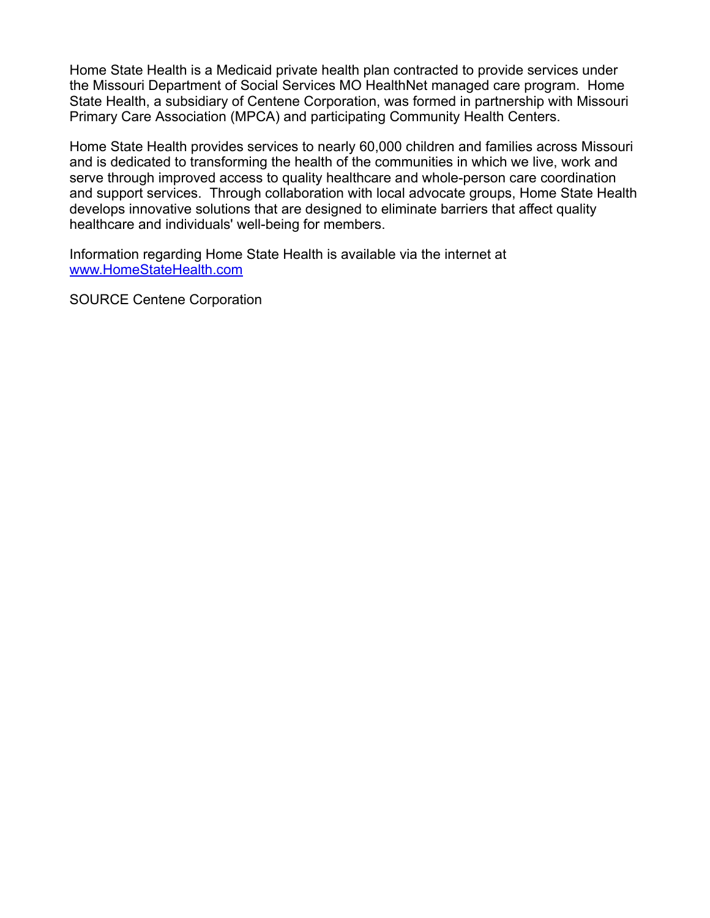Home State Health is a Medicaid private health plan contracted to provide services under the Missouri Department of Social Services MO HealthNet managed care program. Home State Health, a subsidiary of Centene Corporation, was formed in partnership with Missouri Primary Care Association (MPCA) and participating Community Health Centers.

Home State Health provides services to nearly 60,000 children and families across Missouri and is dedicated to transforming the health of the communities in which we live, work and serve through improved access to quality healthcare and whole-person care coordination and support services. Through collaboration with local advocate groups, Home State Health develops innovative solutions that are designed to eliminate barriers that affect quality healthcare and individuals' well-being for members.

Information regarding Home State Health is available via the internet at [www.HomeStateHealth.com](http://www.HomeStateHealth.com)

SOURCE Centene Corporation